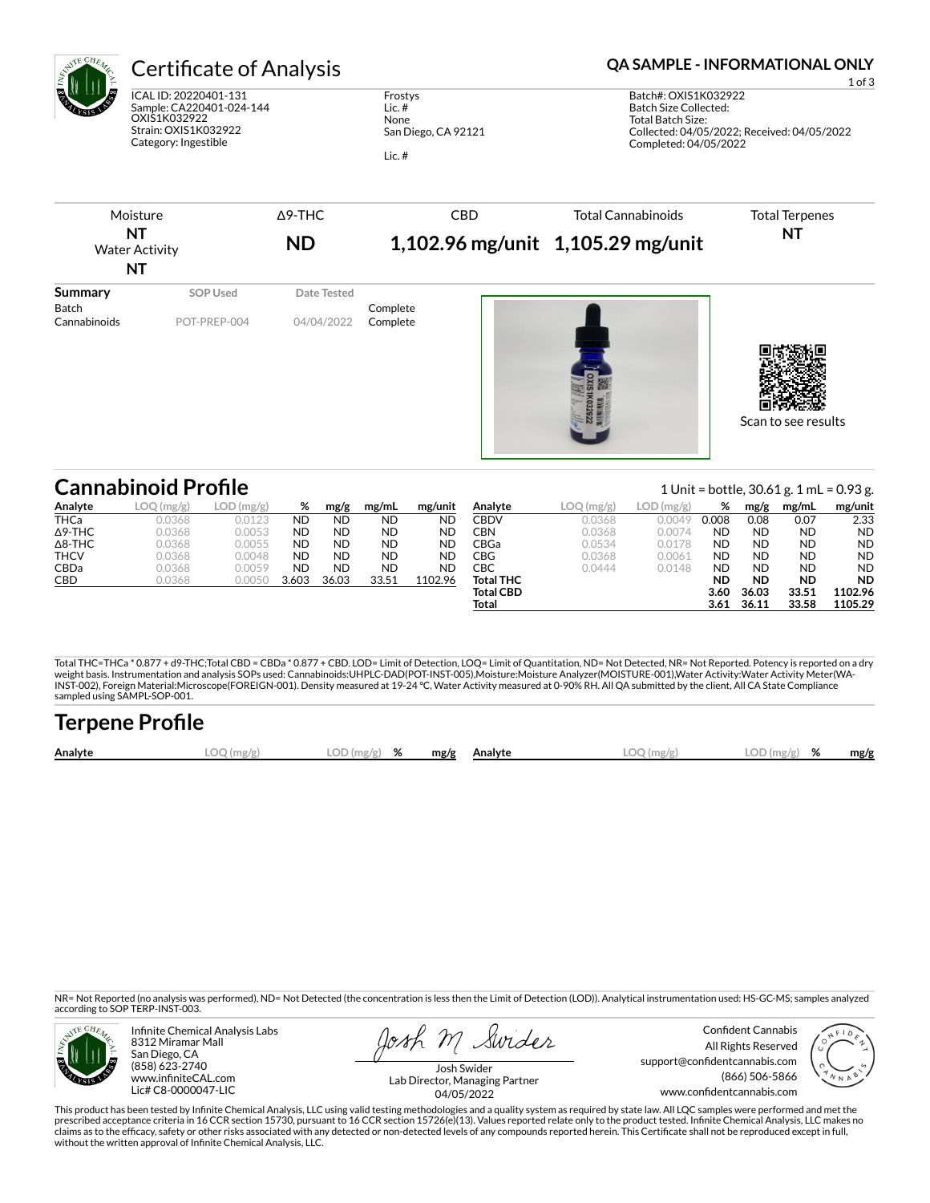# Certificate of Analysis

**QA SAMPLE - INFORMATIONAL ONLY**

ICAL ID: 20220401-131
Sample: CA220401-024-144
OXIS1K032922
Strain: OXIS1K032922
Category: Ingestible

Frostys
Lic. #
None
San Diego, CA 92121

Lic. #

Batch#: OXIS1K032922
Batch Size Collected:
Total Batch Size:
Collected: 04/05/2022; Received: 04/05/2022
Completed: 04/05/2022

| Moisture | Δ9-THC | CBD | Total Cannabinoids | Total Terpenes |
|---|---|---|---|---|
| **NT** | **ND** | **1,102.96 mg/unit** | **1,105.29 mg/unit** | **NT** |
| Water Activity **NT** | | | | |

| Summary | SOP Used | Date Tested | |
|---|---|---|---|
| Batch | | | Complete |
| Cannabinoids | POT-PREP-004 | 04/04/2022 | Complete |

Scan to see results

## Cannabinoid Profile

1 Unit = bottle, 30.61 g. 1 mL = 0.93 g.

| Analyte | LOQ (mg/g) | LOD (mg/g) | % | mg/g | mg/mL | mg/unit |
|---|---|---|---|---|---|---|
| THCa | 0.0368 | 0.0123 | ND | ND | ND | ND |
| Δ9-THC | 0.0368 | 0.0053 | ND | ND | ND | ND |
| Δ8-THC | 0.0368 | 0.0055 | ND | ND | ND | ND |
| THCV | 0.0368 | 0.0048 | ND | ND | ND | ND |
| CBDa | 0.0368 | 0.0059 | ND | ND | ND | ND |
| CBD | 0.0368 | 0.0050 | 3.603 | 36.03 | 33.51 | 1102.96 |
| CBDV | 0.0368 | 0.0049 | 0.008 | 0.08 | 0.07 | 2.33 |
| CBN | 0.0368 | 0.0074 | ND | ND | ND | ND |
| CBGa | 0.0534 | 0.0178 | ND | ND | ND | ND |
| CBG | 0.0368 | 0.0061 | ND | ND | ND | ND |
| CBC | 0.0444 | 0.0148 | ND | ND | ND | ND |
| **Total THC** | | | **ND** | **ND** | **ND** | **ND** |
| **Total CBD** | | | **3.60** | **36.03** | **33.51** | **1102.96** |
| **Total** | | | **3.61** | **36.11** | **33.58** | **1105.29** |

Total THC=THCa * 0.877 + d9-THC;Total CBD = CBDa * 0.877 + CBD. LOD= Limit of Detection, LOQ= Limit of Quantitation, ND= Not Detected, NR= Not Reported. Potency is reported on a dry weight basis. Instrumentation and analysis SOPs used: Cannabinoids:UHPLC-DAD(POT-INST-005),Moisture:Moisture Analyzer(MOISTURE-001),Water Activity:Water Activity Meter(WA-INST-002), Foreign Material:Microscope(FOREIGN-001). Density measured at 19-24 °C, Water Activity measured at 0-90% RH. All QA submitted by the client, All CA State Compliance sampled using SAMPL-SOP-001.

## Terpene Profile

| Analyte | LOQ (mg/g) | LOD (mg/g) | % | mg/g | Analyte | LOQ (mg/g) | LOD (mg/g) | % | mg/g |
|---|---|---|---|---|---|---|---|---|---|

NR= Not Reported (no analysis was performed), ND= Not Detected (the concentration is less then the Limit of Detection (LOD)). Analytical instrumentation used: HS-GC-MS; samples analyzed according to SOP TERP-INST-003.

Infinite Chemical Analysis Labs
8312 Miramar Mall
San Diego, CA
(858) 623-2740
www.infiniteCAL.com
Lic# C8-0000047-LIC

Josh Swider
Lab Director, Managing Partner
04/05/2022

Confident Cannabis
All Rights Reserved
support@confidentcannabis.com
(866) 506-5866
www.confidentcannabis.com

This product has been tested by Infinite Chemical Analysis, LLC using valid testing methodologies and a quality system as required by state law. All LQC samples were performed and met the prescribed acceptance criteria in 16 CCR section 15730, pursuant to 16 CCR section 15726(e)(13). Values reported relate only to the product tested. Infinite Chemical Analysis, LLC makes no claims as to the efficacy, safety or other risks associated with any detected or non-detected levels of any compounds reported herein. This Certificate shall not be reproduced except in full, without the written approval of Infinite Chemical Analysis, LLC.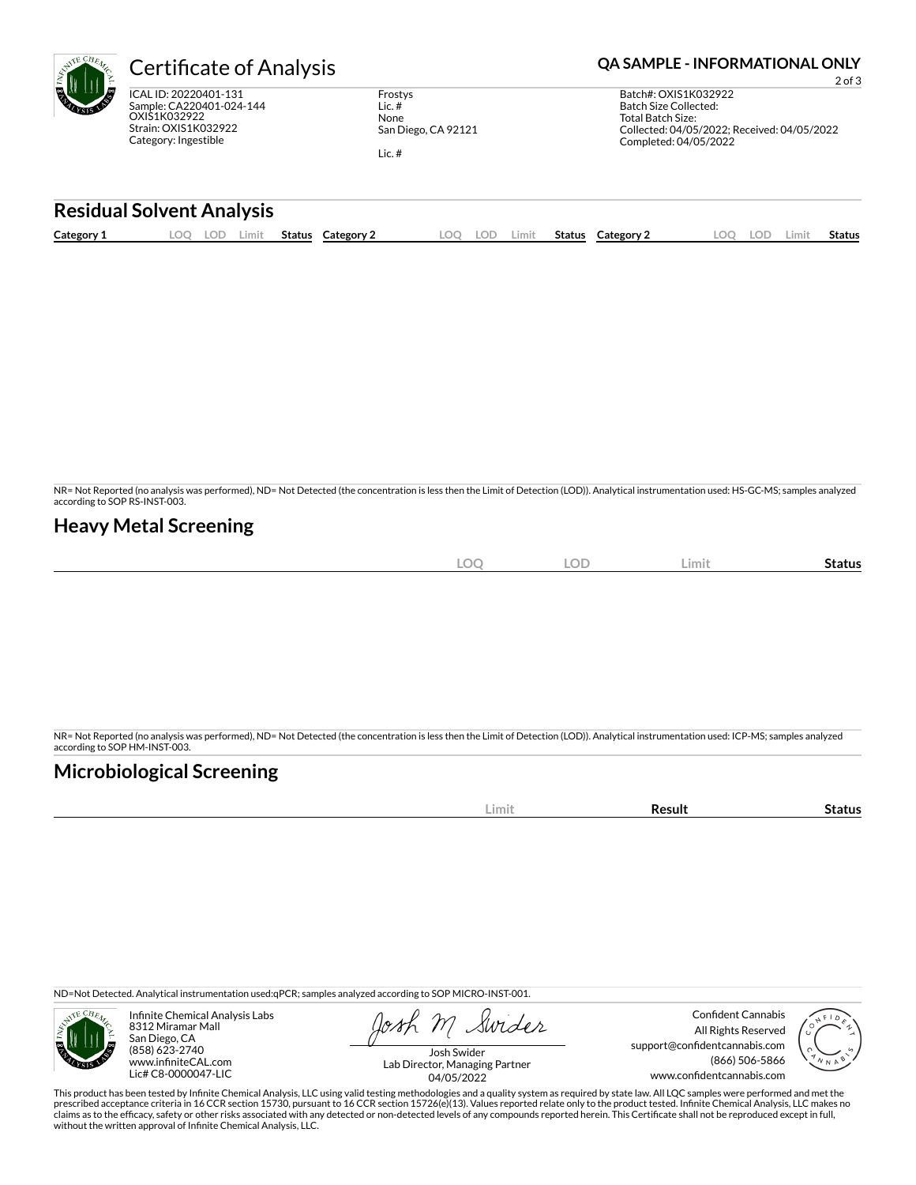# Certificate of Analysis

**QA SAMPLE - INFORMATIONAL ONLY**

ICAL ID: 20220401-131
Sample: CA220401-024-144
OXIS1K032922
Strain: OXIS1K032922
Category: Ingestible

Frostys
Lic. #
None
San Diego, CA 92121

Lic. #

Batch#: OXIS1K032922
Batch Size Collected:
Total Batch Size:
Collected: 04/05/2022; Received: 04/05/2022
Completed: 04/05/2022

## Residual Solvent Analysis

| Category 1 | LOQ | LOD | Limit | Status | Category 2 | LOQ | LOD | Limit | Status | Category 2 | LOQ | LOD | Limit | Status |
|---|---|---|---|---|---|---|---|---|---|---|---|---|---|---|

NR= Not Reported (no analysis was performed), ND= Not Detected (the concentration is less then the Limit of Detection (LOD)). Analytical instrumentation used: HS-GC-MS; samples analyzed according to SOP RS-INST-003.

## Heavy Metal Screening

| | LOQ | LOD | Limit | Status |
|---|---|---|---|---|

NR= Not Reported (no analysis was performed), ND= Not Detected (the concentration is less then the Limit of Detection (LOD)). Analytical instrumentation used: ICP-MS; samples analyzed according to SOP HM-INST-003.

## Microbiological Screening

| | Limit | Result | Status |
|---|---|---|---|

ND=Not Detected. Analytical instrumentation used:qPCR; samples analyzed according to SOP MICRO-INST-001.

Infinite Chemical Analysis Labs
8312 Miramar Mall
San Diego, CA
(858) 623-2740
www.infiniteCAL.com
Lic# C8-0000047-LIC

Josh Swider
Lab Director, Managing Partner
04/05/2022

Confident Cannabis
All Rights Reserved
support@confidentcannabis.com
(866) 506-5866
www.confidentcannabis.com

This product has been tested by Infinite Chemical Analysis, LLC using valid testing methodologies and a quality system as required by state law. All LQC samples were performed and met the prescribed acceptance criteria in 16 CCR section 15730, pursuant to 16 CCR section 15726(e)(13). Values reported relate only to the product tested. Infinite Chemical Analysis, LLC makes no claims as to the efficacy, safety or other risks associated with any detected or non-detected levels of any compounds reported herein. This Certificate shall not be reproduced except in full, without the written approval of Infinite Chemical Analysis, LLC.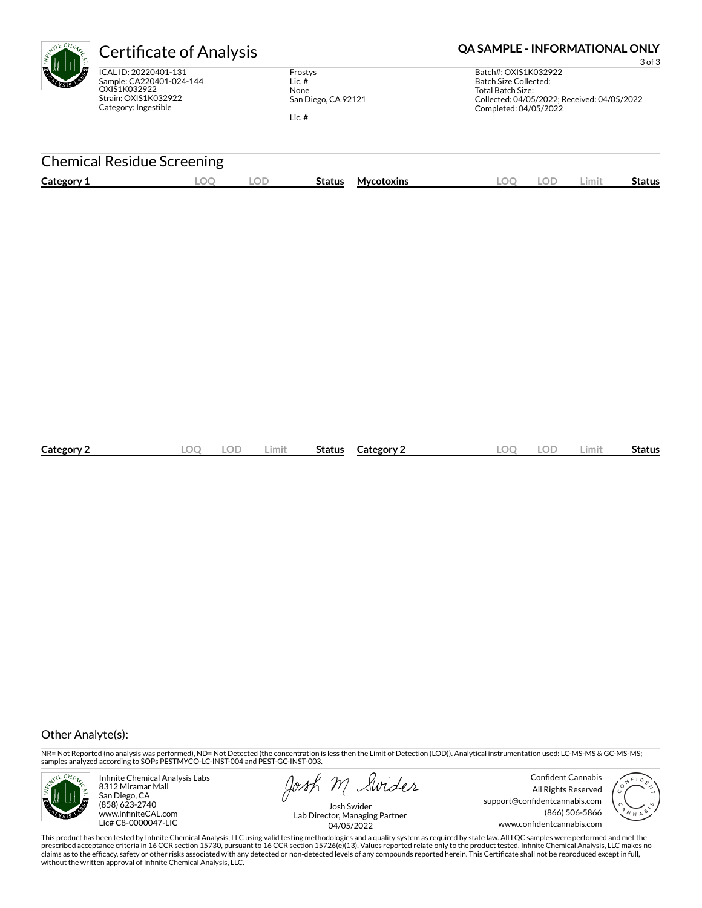# Certificate of Analysis

**QA SAMPLE - INFORMATIONAL ONLY**

ICAL ID: 20220401-131
Sample: CA220401-024-144
OXIS1K032922
Strain: OXIS1K032922
Category: Ingestible

Frostys
Lic. #
None
San Diego, CA 92121

Lic. #

Batch#: OXIS1K032922
Batch Size Collected:
Total Batch Size:
Collected: 04/05/2022; Received: 04/05/2022
Completed: 04/05/2022

## Chemical Residue Screening

| Category 1 | LOQ | LOD | Status |
|---|---|---|---|

| Mycotoxins | LOQ | LOD | Limit | Status |
|---|---|---|---|---|

| Category 2 | LOQ | LOD | Limit | Status |
|---|---|---|---|---|

| Category 2 | LOQ | LOD | Limit | Status |
|---|---|---|---|---|

Other Analyte(s):

NR= Not Reported (no analysis was performed), ND= Not Detected (the concentration is less then the Limit of Detection (LOD)). Analytical instrumentation used: LC-MS-MS & GC-MS-MS; samples analyzed according to SOPs PESTMYCO-LC-INST-004 and PEST-GC-INST-003.

Infinite Chemical Analysis Labs
8312 Miramar Mall
San Diego, CA
(858) 623-2740
www.infiniteCAL.com
Lic# C8-0000047-LIC

Josh M Swider
Josh Swider
Lab Director, Managing Partner
04/05/2022

Confident Cannabis
All Rights Reserved
support@confidentcannabis.com
(866) 506-5866
www.confidentcannabis.com

This product has been tested by Infinite Chemical Analysis, LLC using valid testing methodologies and a quality system as required by state law. All LQC samples were performed and met the prescribed acceptance criteria in 16 CCR section 15730, pursuant to 16 CCR section 15726(e)(13). Values reported relate only to the product tested. Infinite Chemical Analysis, LLC makes no claims as to the efficacy, safety or other risks associated with any detected or non-detected levels of any compounds reported herein. This Certificate shall not be reproduced except in full, without the written approval of Infinite Chemical Analysis, LLC.